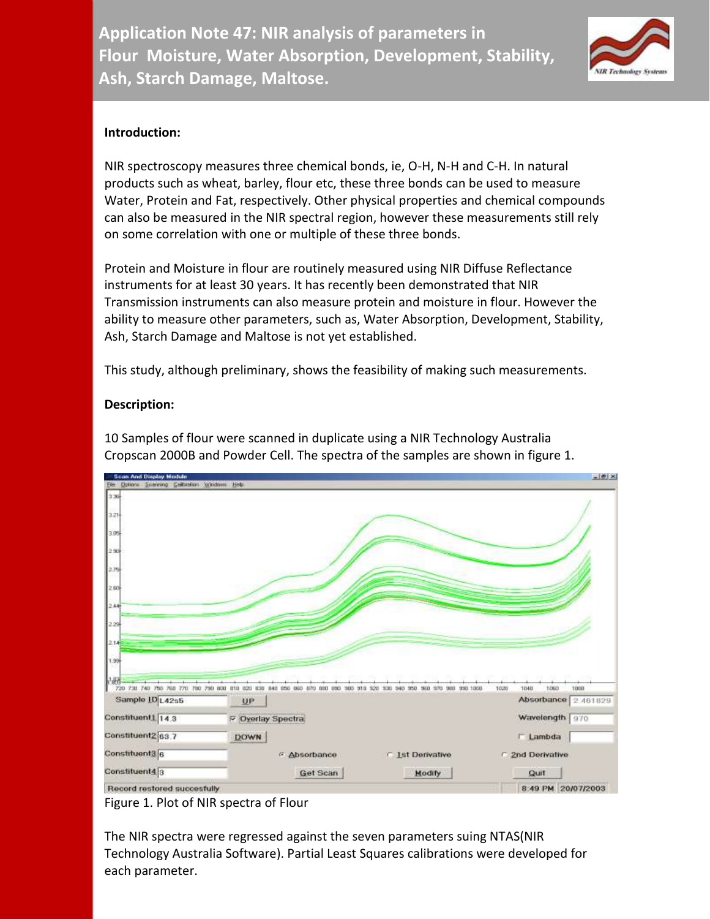# Application Note 47: NIR analysis of parameters in Flour Moisture, Water Absorption, Development, Stability, Ash, Starch Damage, Maltose.

**Introduction:**

NIR spectroscopy measures three chemical bonds, ie, O-H, N-H and C-H. In natural products such as wheat, barley, flour etc, these three bonds can be used to measure Water, Protein and Fat, respectively. Other physical properties and chemical compounds can also be measured in the NIR spectral region, however these measurements still rely on some correlation with one or multiple of these three bonds.

Protein and Moisture in flour are routinely measured using NIR Diffuse Reflectance instruments for at least 30 years. It has recently been demonstrated that NIR Transmission instruments can also measure protein and moisture in flour. However the ability to measure other parameters, such as, Water Absorption, Development, Stability, Ash, Starch Damage and Maltose is not yet established.

This study, although preliminary, shows the feasibility of making such measurements.

**Description:**

10 Samples of flour were scanned in duplicate using a NIR Technology Australia Cropscan 2000B and Powder Cell. The spectra of the samples are shown in figure 1.

Figure 1. Plot of NIR spectra of Flour

The NIR spectra were regressed against the seven parameters suing NTAS(NIR Technology Australia Software). Partial Least Squares calibrations were developed for each parameter.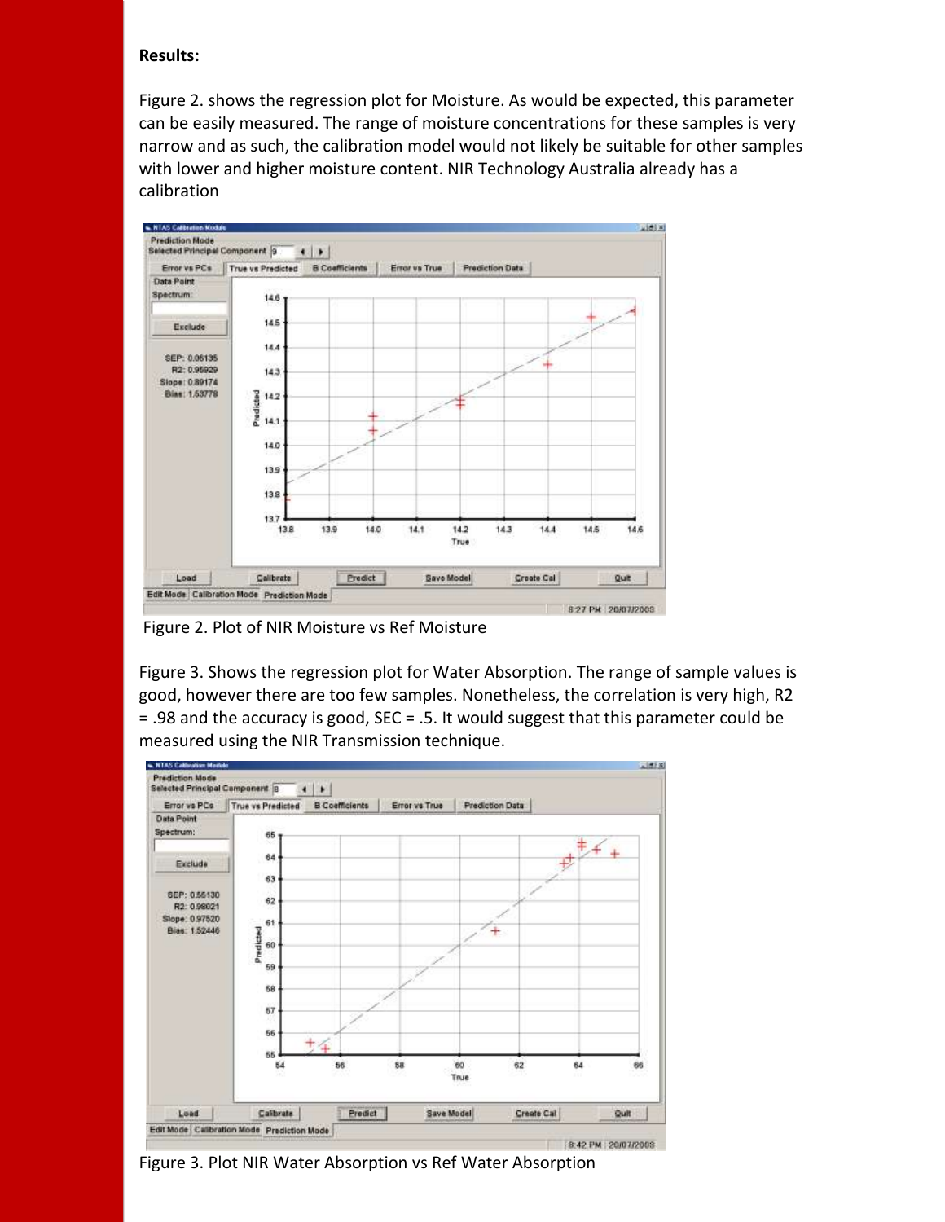**Results:**

Figure 2. shows the regression plot for Moisture. As would be expected, this parameter can be easily measured. The range of moisture concentrations for these samples is very narrow and as such, the calibration model would not likely be suitable for other samples with lower and higher moisture content. NIR Technology Australia already has a calibration

Figure 2. Plot of NIR Moisture vs Ref Moisture

Figure 3. Shows the regression plot for Water Absorption. The range of sample values is good, however there are too few samples. Nonetheless, the correlation is very high, R2 = .98 and the accuracy is good, SEC = .5. It would suggest that this parameter could be measured using the NIR Transmission technique.

Figure 3. Plot NIR Water Absorption vs Ref Water Absorption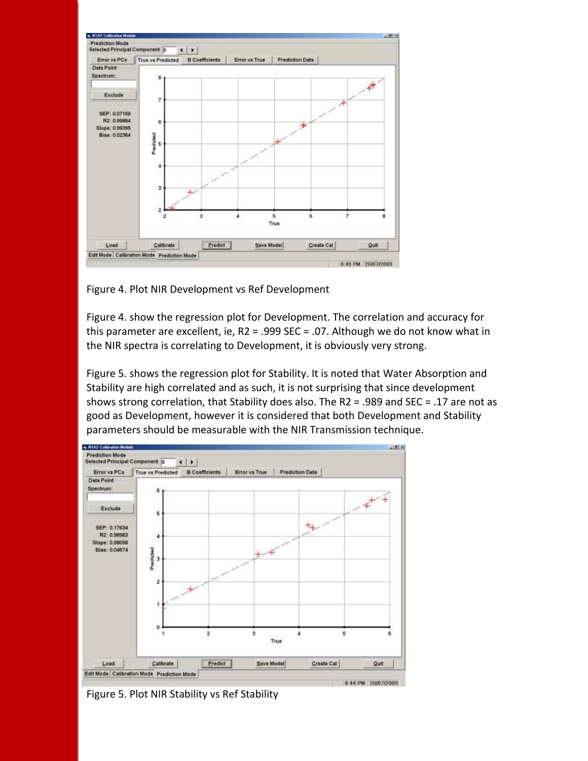Figure 4. Plot NIR Development vs Ref Development

Figure 4. show the regression plot for Development. The correlation and accuracy for this parameter are excellent, ie, R2 = .999 SEC = .07. Although we do not know what in the NIR spectra is correlating to Development, it is obviously very strong.

Figure 5. shows the regression plot for Stability. It is noted that Water Absorption and Stability are high correlated and as such, it is not surprising that since development shows strong correlation, that Stability does also. The R2 = .989 and SEC = .17 are not as good as Development, however it is considered that both Development and Stability parameters should be measurable with the NIR Transmission technique.

Figure 5. Plot NIR Stability vs Ref Stability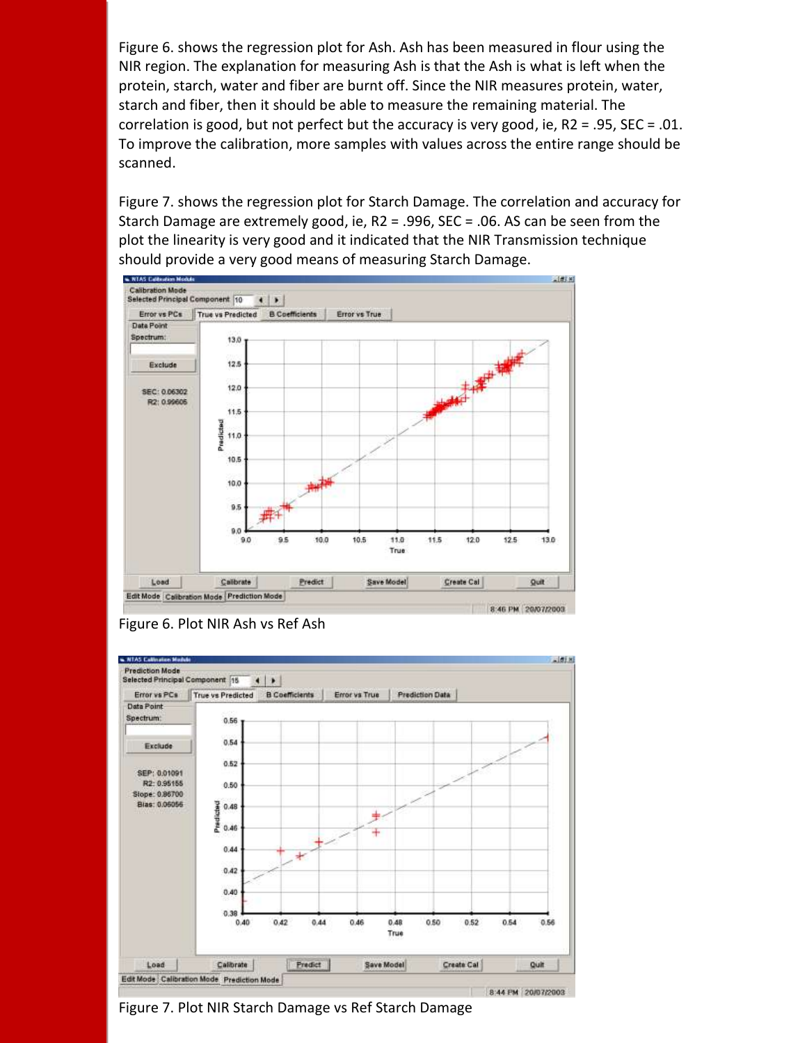Figure 6. shows the regression plot for Ash. Ash has been measured in flour using the NIR region. The explanation for measuring Ash is that the Ash is what is left when the protein, starch, water and fiber are burnt off. Since the NIR measures protein, water, starch and fiber, then it should be able to measure the remaining material. The correlation is good, but not perfect but the accuracy is very good, ie, R2 = .95, SEC = .01. To improve the calibration, more samples with values across the entire range should be scanned.

Figure 7. shows the regression plot for Starch Damage. The correlation and accuracy for Starch Damage are extremely good, ie, R2 = .996, SEC = .06. AS can be seen from the plot the linearity is very good and it indicated that the NIR Transmission technique should provide a very good means of measuring Starch Damage.

Figure 6. Plot NIR Ash vs Ref Ash

Figure 7. Plot NIR Starch Damage vs Ref Starch Damage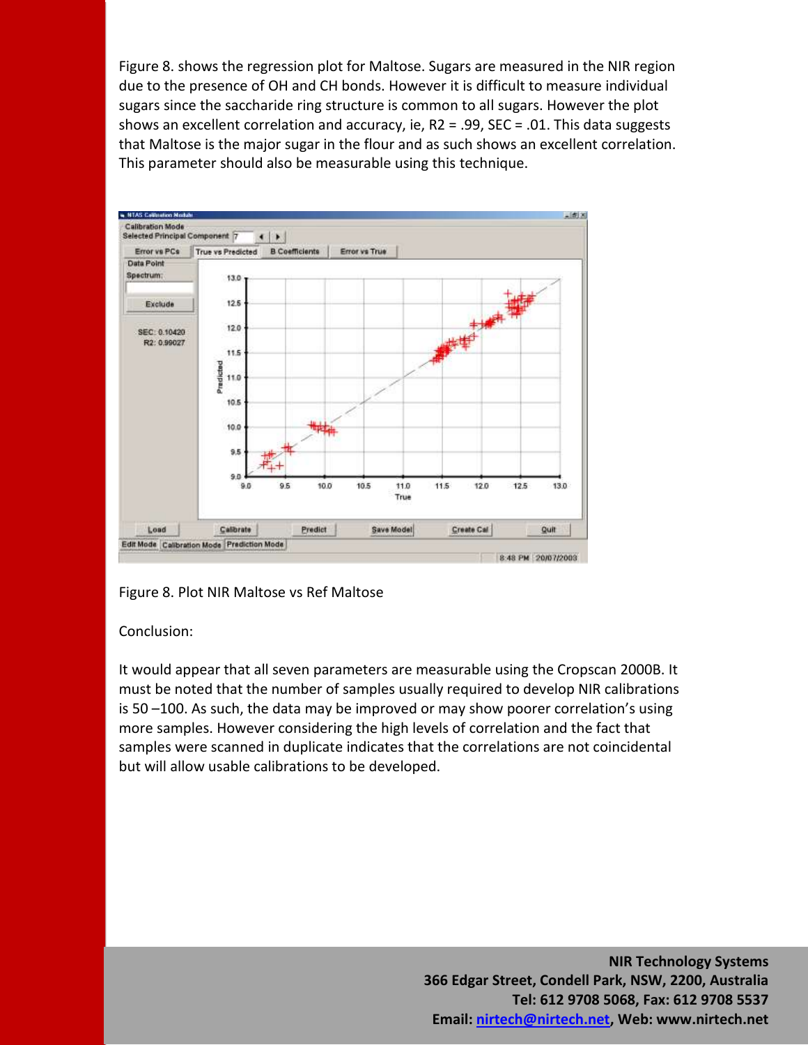Figure 8. shows the regression plot for Maltose. Sugars are measured in the NIR region due to the presence of OH and CH bonds. However it is difficult to measure individual sugars since the saccharide ring structure is common to all sugars. However the plot shows an excellent correlation and accuracy, ie, R2 = .99, SEC = .01. This data suggests that Maltose is the major sugar in the flour and as such shows an excellent correlation. This parameter should also be measurable using this technique.

NTAS Calibration Module
Calibration Mode
Selected Principal Component 7
Error vs PCs
True vs Predicted
B Coefficients
Error vs True
Data Point
Spectrum:
Exclude
SEC: 0.10420
R2: 0.99027
Predicted
13.0
12.5
12.0
11.5
11.0
10.5
10.0
9.5
9.0
True
9.0
9.5
10.0
10.5
11.0
11.5
12.0
12.5
13.0
Load
Calibrate
Predict
Save Model
Create Cal
Quit
Edit Mode
Calibration Mode
Prediction Mode
8:48 PM 20/07/2003

Figure 8. Plot NIR Maltose vs Ref Maltose

Conclusion:

It would appear that all seven parameters are measurable using the Cropscan 2000B. It must be noted that the number of samples usually required to develop NIR calibrations is 50 –100. As such, the data may be improved or may show poorer correlation's using more samples. However considering the high levels of correlation and the fact that samples were scanned in duplicate indicates that the correlations are not coincidental but will allow usable calibrations to be developed.

**NIR Technology Systems**
**366 Edgar Street, Condell Park, NSW, 2200, Australia**
**Tel: 612 9708 5068, Fax: 612 9708 5537**
**Email: nirtech@nirtech.net, Web: www.nirtech.net**